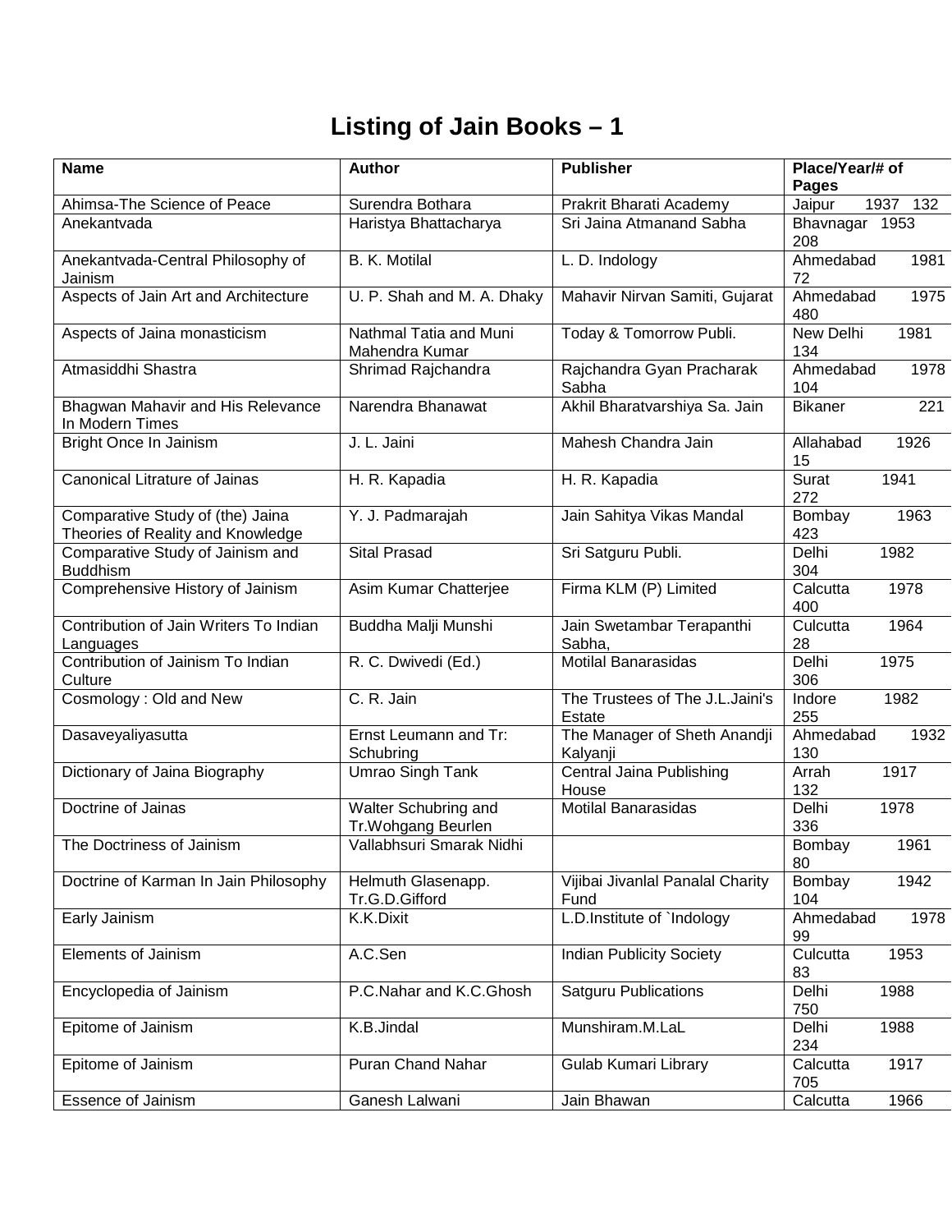# Listing of Jain Books – 1

| Name | Author | Publisher | Place/Year/# of Pages |
|---|---|---|---|
| Ahimsa-The Science of Peace | Surendra Bothara | Prakrit Bharati Academy | Jaipur 1937 132 |
| Anekantvada | Haristya Bhattacharya | Sri Jaina Atmanand Sabha | Bhavnagar 1953 208 |
| Anekantvada-Central Philosophy of Jainism | B. K. Motilal | L. D. Indology | Ahmedabad 1981 72 |
| Aspects of Jain Art and Architecture | U. P. Shah and M. A. Dhaky | Mahavir Nirvan Samiti, Gujarat | Ahmedabad 1975 480 |
| Aspects of Jaina monasticism | Nathmal Tatia and Muni Mahendra Kumar | Today & Tomorrow Publi. | New Delhi 1981 134 |
| Atmasiddhi Shastra | Shrimad Rajchandra | Rajchandra Gyan Pracharak Sabha | Ahmedabad 1978 104 |
| Bhagwan Mahavir and His Relevance In Modern Times | Narendra Bhanawat | Akhil Bharatvarshiya Sa. Jain | Bikaner 221 |
| Bright Once In Jainism | J. L. Jaini | Mahesh Chandra Jain | Allahabad 1926 15 |
| Canonical Litrature of Jainas | H. R. Kapadia | H. R. Kapadia | Surat 1941 272 |
| Comparative Study of (the) Jaina Theories of Reality and Knowledge | Y. J. Padmarajah | Jain Sahitya Vikas Mandal | Bombay 1963 423 |
| Comparative Study of Jainism and Buddhism | Sital Prasad | Sri Satguru Publi. | Delhi 1982 304 |
| Comprehensive History of Jainism | Asim Kumar Chatterjee | Firma KLM (P) Limited | Calcutta 1978 400 |
| Contribution of Jain Writers To Indian Languages | Buddha Malji Munshi | Jain Swetambar Terapanthi Sabha, | Culcutta 1964 28 |
| Contribution of Jainism To Indian Culture | R. C. Dwivedi (Ed.) | Motilal Banarasidas | Delhi 1975 306 |
| Cosmology : Old and New | C. R. Jain | The Trustees of The J.L.Jaini's Estate | Indore 1982 255 |
| Dasaveyaliyasutta | Ernst Leumann and Tr: Schubring | The Manager of Sheth Anandji Kalyanji | Ahmedabad 1932 130 |
| Dictionary of Jaina Biography | Umrao Singh Tank | Central Jaina Publishing House | Arrah 1917 132 |
| Doctrine of Jainas | Walter Schubring and Tr.Wohgang Beurlen | Motilal Banarasidas | Delhi 1978 336 |
| The Doctriness of Jainism | Vallabhsuri Smarak Nidhi | | Bombay 1961 80 |
| Doctrine of Karman In Jain Philosophy | Helmuth Glasenapp. Tr.G.D.Gifford | Vijibai Jivanlal Panalal Charity Fund | Bombay 1942 104 |
| Early Jainism | K.K.Dixit | L.D.Institute of `Indology | Ahmedabad 1978 99 |
| Elements of Jainism | A.C.Sen | Indian Publicity Society | Culcutta 1953 83 |
| Encyclopedia of Jainism | P.C.Nahar and K.C.Ghosh | Satguru Publications | Delhi 1988 750 |
| Epitome of Jainism | K.B.Jindal | Munshiram.M.LaL | Delhi 1988 234 |
| Epitome of Jainism | Puran Chand Nahar | Gulab Kumari Library | Calcutta 1917 705 |
| Essence of Jainism | Ganesh Lalwani | Jain Bhawan | Calcutta 1966 |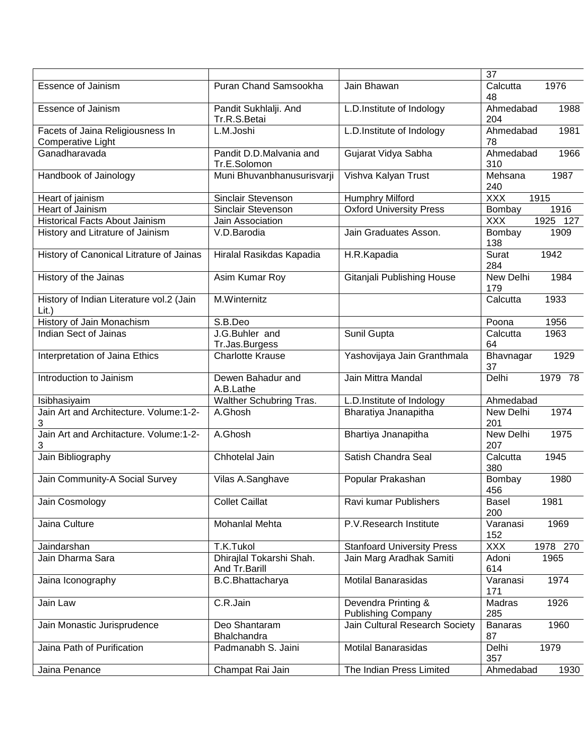| | | | 37 |
|---|---|---|---|
| Essence of Jainism | Puran Chand Samsookha | Jain Bhawan | Calcutta 1976 48 |
| Essence of Jainism | Pandit Sukhlalji. And Tr.R.S.Betai | L.D.Institute of Indology | Ahmedabad 1988 204 |
| Facets of Jaina Religiousness In Comperative Light | L.M.Joshi | L.D.Institute of Indology | Ahmedabad 1981 78 |
| Ganadharavada | Pandit D.D.Malvania and Tr.E.Solomon | Gujarat Vidya Sabha | Ahmedabad 1966 310 |
| Handbook of Jainology | Muni Bhuvanbhanusurisvarji | Vishva Kalyan Trust | Mehsana 1987 240 |
| Heart of jainism | Sinclair Stevenson | Humphry Milford | XXX 1915 |
| Heart of Jainism | Sinclair Stevenson | Oxford University Press | Bombay 1916 |
| Historical Facts About Jainism | Jain Association | | XXX 1925 127 |
| History and Litrature of Jainism | V.D.Barodia | Jain Graduates Asson. | Bombay 1909 138 |
| History of Canonical Litrature of Jainas | Hiralal Rasikdas Kapadia | H.R.Kapadia | Surat 1942 284 |
| History of the Jainas | Asim Kumar Roy | Gitanjali Publishing House | New Delhi 1984 179 |
| History of Indian Literature vol.2 (Jain Lit.) | M.Winternitz | | Calcutta 1933 |
| History of Jain Monachism | S.B.Deo | | Poona 1956 |
| Indian Sect of Jainas | J.G.Buhler and Tr.Jas.Burgess | Sunil Gupta | Calcutta 1963 64 |
| Interpretation of Jaina Ethics | Charlotte Krause | Yashovijaya Jain Granthmala | Bhavnagar 1929 37 |
| Introduction to Jainism | Dewen Bahadur and A.B.Lathe | Jain Mittra Mandal | Delhi 1979 78 |
| Isibhasiyaim | Walther Schubring Tras. | L.D.Institute of Indology | Ahmedabad |
| Jain Art and Architecture. Volume:1-2-3 | A.Ghosh | Bharatiya Jnanapitha | New Delhi 1974 201 |
| Jain Art and Architacture. Volume:1-2-3 | A.Ghosh | Bhartiya Jnanapitha | New Delhi 1975 207 |
| Jain Bibliography | Chhotelal Jain | Satish Chandra Seal | Calcutta 1945 380 |
| Jain Community-A Social Survey | Vilas A.Sanghave | Popular Prakashan | Bombay 1980 456 |
| Jain Cosmology | Collet Caillat | Ravi kumar Publishers | Basel 1981 200 |
| Jaina Culture | Mohanlal Mehta | P.V.Research Institute | Varanasi 1969 152 |
| Jaindarshan | T.K.Tukol | Stanfoard University Press | XXX 1978 270 |
| Jain Dharma Sara | Dhirajlal Tokarshi Shah. And Tr.Barill | Jain Marg Aradhak Samiti | Adoni 1965 614 |
| Jaina Iconography | B.C.Bhattacharya | Motilal Banarasidas | Varanasi 1974 171 |
| Jain Law | C.R.Jain | Devendra Printing & Publishing Company | Madras 1926 285 |
| Jain Monastic Jurisprudence | Deo Shantaram Bhalchandra | Jain Cultural Research Society | Banaras 1960 87 |
| Jaina Path of Purification | Padmanabh S. Jaini | Motilal Banarasidas | Delhi 1979 357 |
| Jaina Penance | Champat Rai Jain | The Indian Press Limited | Ahmedabad 1930 |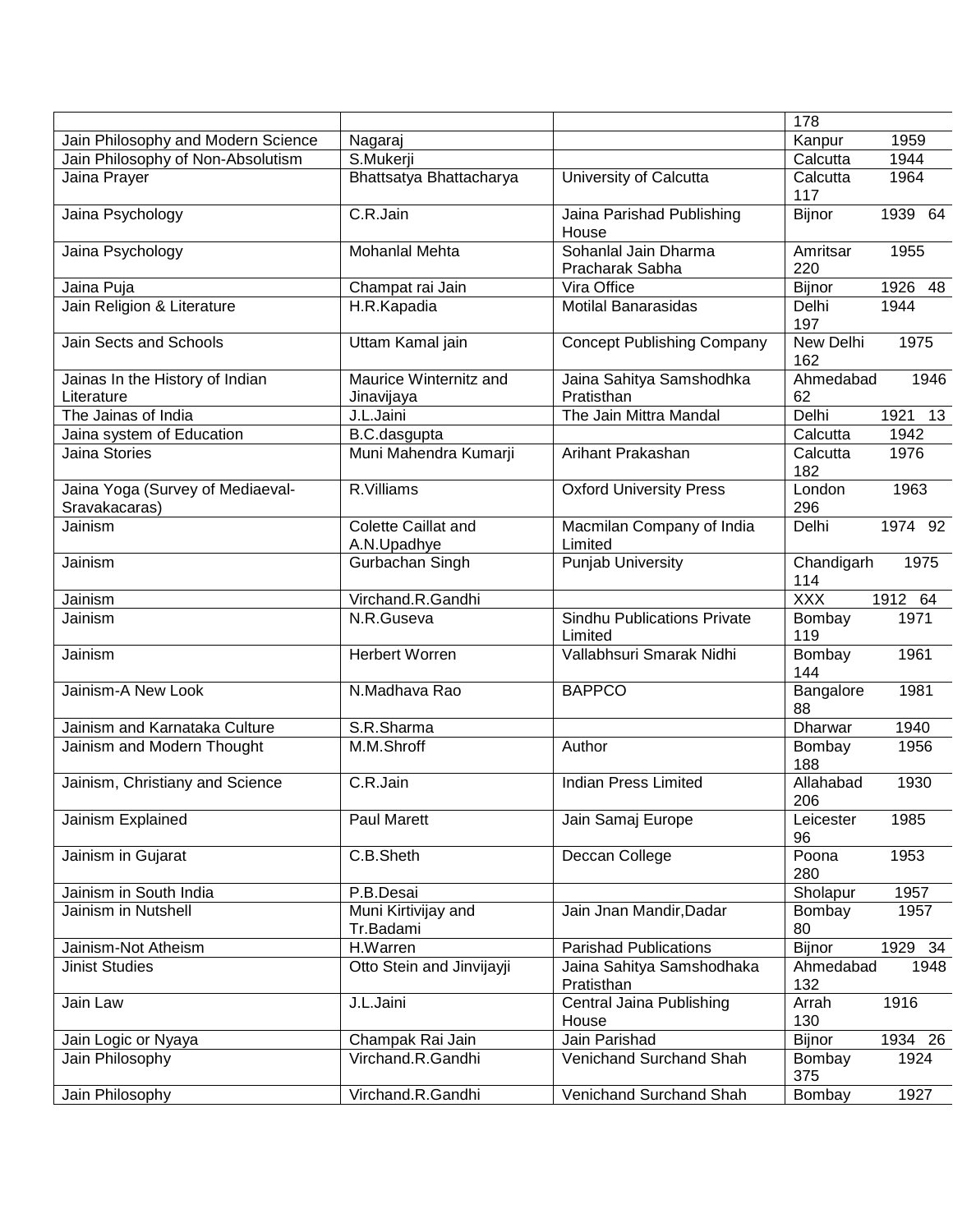| | | | 178 |
|---|---|---|---|
| Jain Philosophy and Modern Science | Nagaraj | | Kanpur 1959 |
| Jain Philosophy of Non-Absolutism | S.Mukerji | | Calcutta 1944 |
| Jaina Prayer | Bhattsatya Bhattacharya | University of Calcutta | Calcutta 1964 117 |
| Jaina Psychology | C.R.Jain | Jaina Parishad Publishing House | Bijnor 1939 64 |
| Jaina Psychology | Mohanlal Mehta | Sohanlal Jain Dharma Pracharak Sabha | Amritsar 1955 220 |
| Jaina Puja | Champat rai Jain | Vira Office | Bijnor 1926 48 |
| Jain Religion & Literature | H.R.Kapadia | Motilal Banarasidas | Delhi 1944 197 |
| Jain Sects and Schools | Uttam Kamal jain | Concept Publishing Company | New Delhi 1975 162 |
| Jainas In the History of Indian Literature | Maurice Winternitz and Jinavijaya | Jaina Sahitya Samshodhka Pratisthan | Ahmedabad 1946 62 |
| The Jainas of India | J.L.Jaini | The Jain Mittra Mandal | Delhi 1921 13 |
| Jaina system of Education | B.C.dasgupta | | Calcutta 1942 |
| Jaina Stories | Muni Mahendra Kumarji | Arihant Prakashan | Calcutta 1976 182 |
| Jaina Yoga (Survey of Mediaeval-Sravakacaras) | R.Villiams | Oxford University Press | London 1963 296 |
| Jainism | Colette Caillat and A.N.Upadhye | Macmilan Company of India Limited | Delhi 1974 92 |
| Jainism | Gurbachan Singh | Punjab University | Chandigarh 1975 114 |
| Jainism | Virchand.R.Gandhi | | XXX 1912 64 |
| Jainism | N.R.Guseva | Sindhu Publications Private Limited | Bombay 1971 119 |
| Jainism | Herbert Worren | Vallabhsuri Smarak Nidhi | Bombay 1961 144 |
| Jainism-A New Look | N.Madhava Rao | BAPPCO | Bangalore 1981 88 |
| Jainism and Karnataka Culture | S.R.Sharma | | Dharwar 1940 |
| Jainism and Modern Thought | M.M.Shroff | Author | Bombay 1956 188 |
| Jainism, Christiany and Science | C.R.Jain | Indian Press Limited | Allahabad 1930 206 |
| Jainism Explained | Paul Marett | Jain Samaj Europe | Leicester 1985 96 |
| Jainism in Gujarat | C.B.Sheth | Deccan College | Poona 1953 280 |
| Jainism in South India | P.B.Desai | | Sholapur 1957 |
| Jainism in Nutshell | Muni Kirtivijay and Tr.Badami | Jain Jnan Mandir,Dadar | Bombay 1957 80 |
| Jainism-Not Atheism | H.Warren | Parishad Publications | Bijnor 1929 34 |
| Jinist Studies | Otto Stein and Jinvijayji | Jaina Sahitya Samshodhaka Pratisthan | Ahmedabad 1948 132 |
| Jain Law | J.L.Jaini | Central Jaina Publishing House | Arrah 1916 130 |
| Jain Logic or Nyaya | Champak Rai Jain | Jain Parishad | Bijnor 1934 26 |
| Jain Philosophy | Virchand.R.Gandhi | Venichand Surchand Shah | Bombay 1924 375 |
| Jain Philosophy | Virchand.R.Gandhi | Venichand Surchand Shah | Bombay 1927 |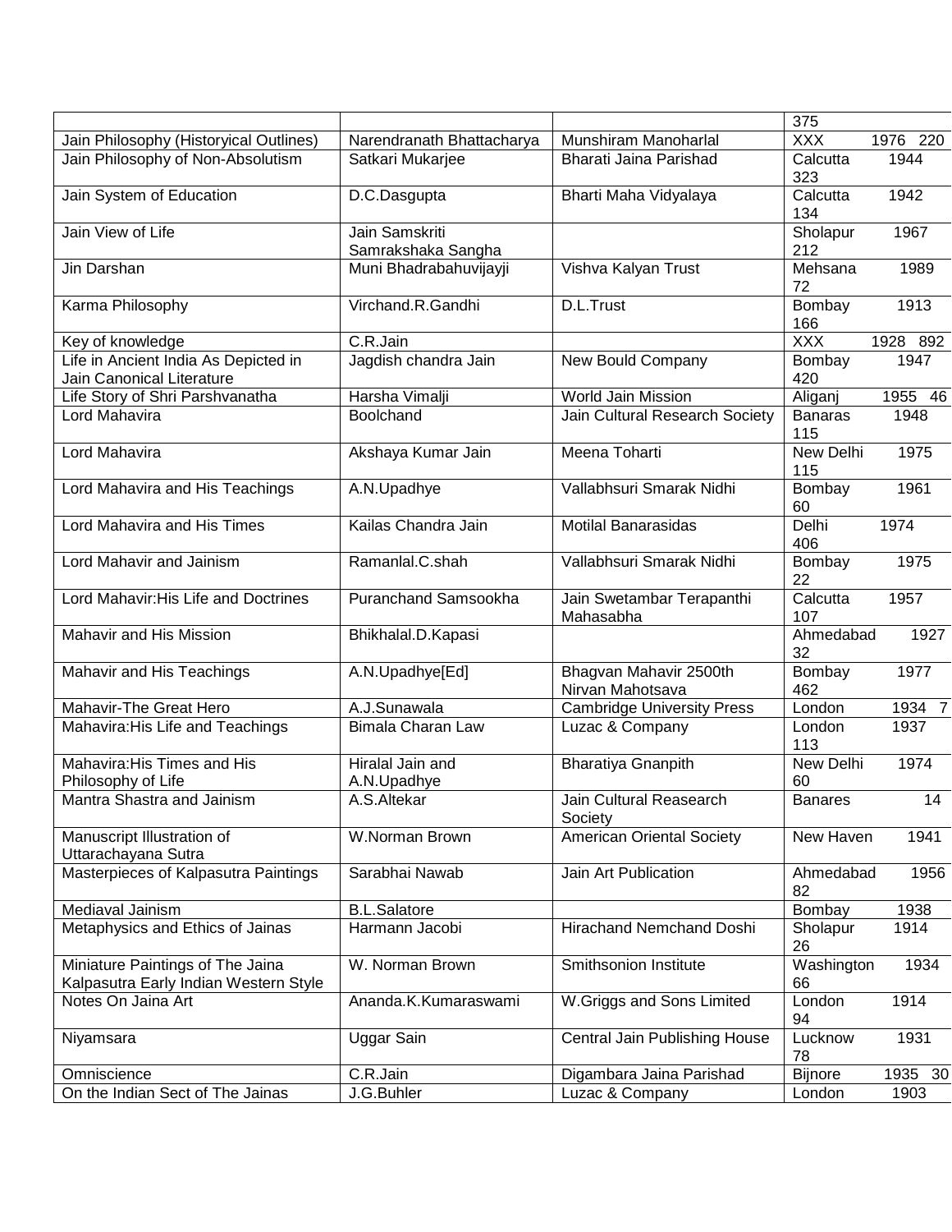| | | | 375 |
|---|---|---|---|
| Jain Philosophy (Historyical Outlines) | Narendranath Bhattacharya | Munshiram Manoharlal | XXX 1976 220 |
| Jain Philosophy of Non-Absolutism | Satkari Mukarjee | Bharati Jaina Parishad | Calcutta 1944 323 |
| Jain System of Education | D.C.Dasgupta | Bharti Maha Vidyalaya | Calcutta 1942 134 |
| Jain View of Life | Jain Samskriti Samrakshaka Sangha | | Sholapur 1967 212 |
| Jin Darshan | Muni Bhadrabahuvijayji | Vishva Kalyan Trust | Mehsana 1989 72 |
| Karma Philosophy | Virchand.R.Gandhi | D.L.Trust | Bombay 1913 166 |
| Key of knowledge | C.R.Jain | | XXX 1928 892 |
| Life in Ancient India As Depicted in Jain Canonical Literature | Jagdish chandra Jain | New Bould Company | Bombay 1947 420 |
| Life Story of Shri Parshvanatha | Harsha Vimalji | World Jain Mission | Aliganj 1955 46 |
| Lord Mahavira | Boolchand | Jain Cultural Research Society | Banaras 1948 115 |
| Lord Mahavira | Akshaya Kumar Jain | Meena Toharti | New Delhi 1975 115 |
| Lord Mahavira and His Teachings | A.N.Upadhye | Vallabhsuri Smarak Nidhi | Bombay 1961 60 |
| Lord Mahavira and His Times | Kailas Chandra Jain | Motilal Banarasidas | Delhi 1974 406 |
| Lord Mahavir and Jainism | Ramanlal.C.shah | Vallabhsuri Smarak Nidhi | Bombay 1975 22 |
| Lord Mahavir:His Life and Doctrines | Puranchand Samsookha | Jain Swetambar Terapanthi Mahasabha | Calcutta 1957 107 |
| Mahavir and His Mission | Bhikhalal.D.Kapasi | | Ahmedabad 1927 32 |
| Mahavir and His Teachings | A.N.Upadhye[Ed] | Bhagvan Mahavir 2500th Nirvan Mahotsava | Bombay 1977 462 |
| Mahavir-The Great Hero | A.J.Sunawala | Cambridge University Press | London 1934 7 |
| Mahavira:His Life and Teachings | Bimala Charan Law | Luzac & Company | London 1937 113 |
| Mahavira:His Times and His Philosophy of Life | Hiralal Jain and A.N.Upadhye | Bharatiya Gnanpith | New Delhi 1974 60 |
| Mantra Shastra and Jainism | A.S.Altekar | Jain Cultural Reasearch Society | Banares 14 |
| Manuscript Illustration of Uttarachayana Sutra | W.Norman Brown | American Oriental Society | New Haven 1941 |
| Masterpieces of Kalpasutra Paintings | Sarabhai Nawab | Jain Art Publication | Ahmedabad 1956 82 |
| Mediaval Jainism | B.L.Salatore | | Bombay 1938 |
| Metaphysics and Ethics of Jainas | Harmann Jacobi | Hirachand Nemchand Doshi | Sholapur 1914 26 |
| Miniature Paintings of The Jaina Kalpasutra Early Indian Western Style | W. Norman Brown | Smithsonion Institute | Washington 1934 66 |
| Notes On Jaina Art | Ananda.K.Kumaraswami | W.Griggs and Sons Limited | London 1914 94 |
| Niyamsara | Uggar Sain | Central Jain Publishing House | Lucknow 1931 78 |
| Omniscience | C.R.Jain | Digambara Jaina Parishad | Bijnore 1935 30 |
| On the Indian Sect of The Jainas | J.G.Buhler | Luzac & Company | London 1903 |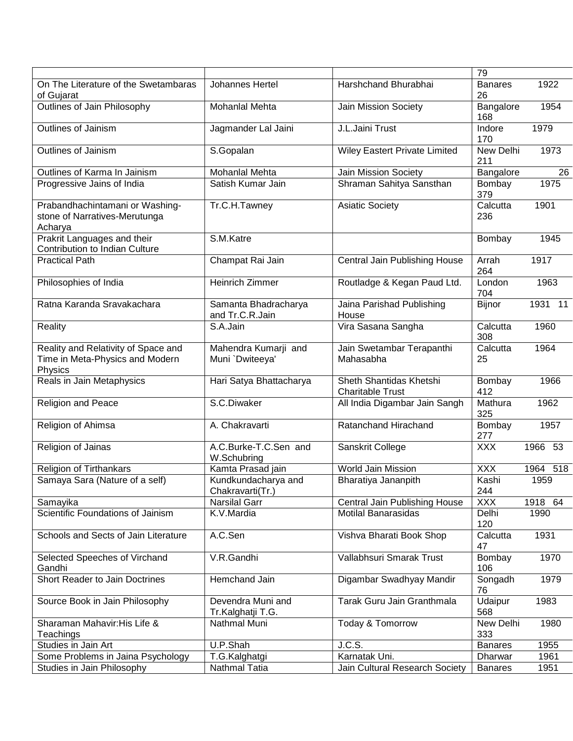| | | | 79 |
|---|---|---|---|
| On The Literature of the Swetambaras of Gujarat | Johannes Hertel | Harshchand Bhurabhai | Banares 1922 26 |
| Outlines of Jain Philosophy | Mohanlal Mehta | Jain Mission Society | Bangalore 1954 168 |
| Outlines of Jainism | Jagmander Lal Jaini | J.L.Jaini Trust | Indore 1979 170 |
| Outlines of Jainism | S.Gopalan | Wiley Eastert Private Limited | New Delhi 1973 211 |
| Outlines of Karma In Jainism | Mohanlal Mehta | Jain Mission Society | Bangalore 26 |
| Progressive Jains of India | Satish Kumar Jain | Shraman Sahitya Sansthan | Bombay 1975 379 |
| Prabandhachintamani or Washing-stone of Narratives-Merutunga Acharya | Tr.C.H.Tawney | Asiatic Society | Calcutta 1901 236 |
| Prakrit Languages and their Contribution to Indian Culture | S.M.Katre | | Bombay 1945 |
| Practical Path | Champat Rai Jain | Central Jain Publishing House | Arrah 1917 264 |
| Philosophies of India | Heinrich Zimmer | Routladge & Kegan Paud Ltd. | London 1963 704 |
| Ratna Karanda Sravakachara | Samanta Bhadracharya and Tr.C.R.Jain | Jaina Parishad Publishing House | Bijnor 1931 11 |
| Reality | S.A.Jain | Vira Sasana Sangha | Calcutta 1960 308 |
| Reality and Relativity of Space and Time in Meta-Physics and Modern Physics | Mahendra Kumarji and Muni `Dwiteeya' | Jain Swetambar Terapanthi Mahasabha | Calcutta 1964 25 |
| Reals in Jain Metaphysics | Hari Satya Bhattacharya | Sheth Shantidas Khetshi Charitable Trust | Bombay 1966 412 |
| Religion and Peace | S.C.Diwaker | All India Digambar Jain Sangh | Mathura 1962 325 |
| Religion of Ahimsa | A. Chakravarti | Ratanchand Hirachand | Bombay 1957 277 |
| Religion of Jainas | A.C.Burke-T.C.Sen and W.Schubring | Sanskrit College | XXX 1966 53 |
| Religion of Tirthankars | Kamta Prasad jain | World Jain Mission | XXX 1964 518 |
| Samaya Sara (Nature of a self) | Kundkundacharya and Chakravarti(Tr.) | Bharatiya Jananpith | Kashi 1959 244 |
| Samayika | Narsilal Garr | Central Jain Publishing House | XXX 1918 64 |
| Scientific Foundations of Jainism | K.V.Mardia | Motilal Banarasidas | Delhi 1990 120 |
| Schools and Sects of Jain Literature | A.C.Sen | Vishva Bharati Book Shop | Calcutta 1931 47 |
| Selected Speeches of Virchand Gandhi | V.R.Gandhi | Vallabhsuri Smarak Trust | Bombay 1970 106 |
| Short Reader to Jain Doctrines | Hemchand Jain | Digambar Swadhyay Mandir | Songadh 1979 76 |
| Source Book in Jain Philosophy | Devendra Muni and Tr.Kalghatji T.G. | Tarak Guru Jain Granthmala | Udaipur 1983 568 |
| Sharaman Mahavir:His Life & Teachings | Nathmal Muni | Today & Tomorrow | New Delhi 1980 333 |
| Studies in Jain Art | U.P.Shah | J.C.S. | Banares 1955 |
| Some Problems in Jaina Psychology | T.G.Kalghatgi | Karnatak Uni. | Dharwar 1961 |
| Studies in Jain Philosophy | Nathmal Tatia | Jain Cultural Research Society | Banares 1951 |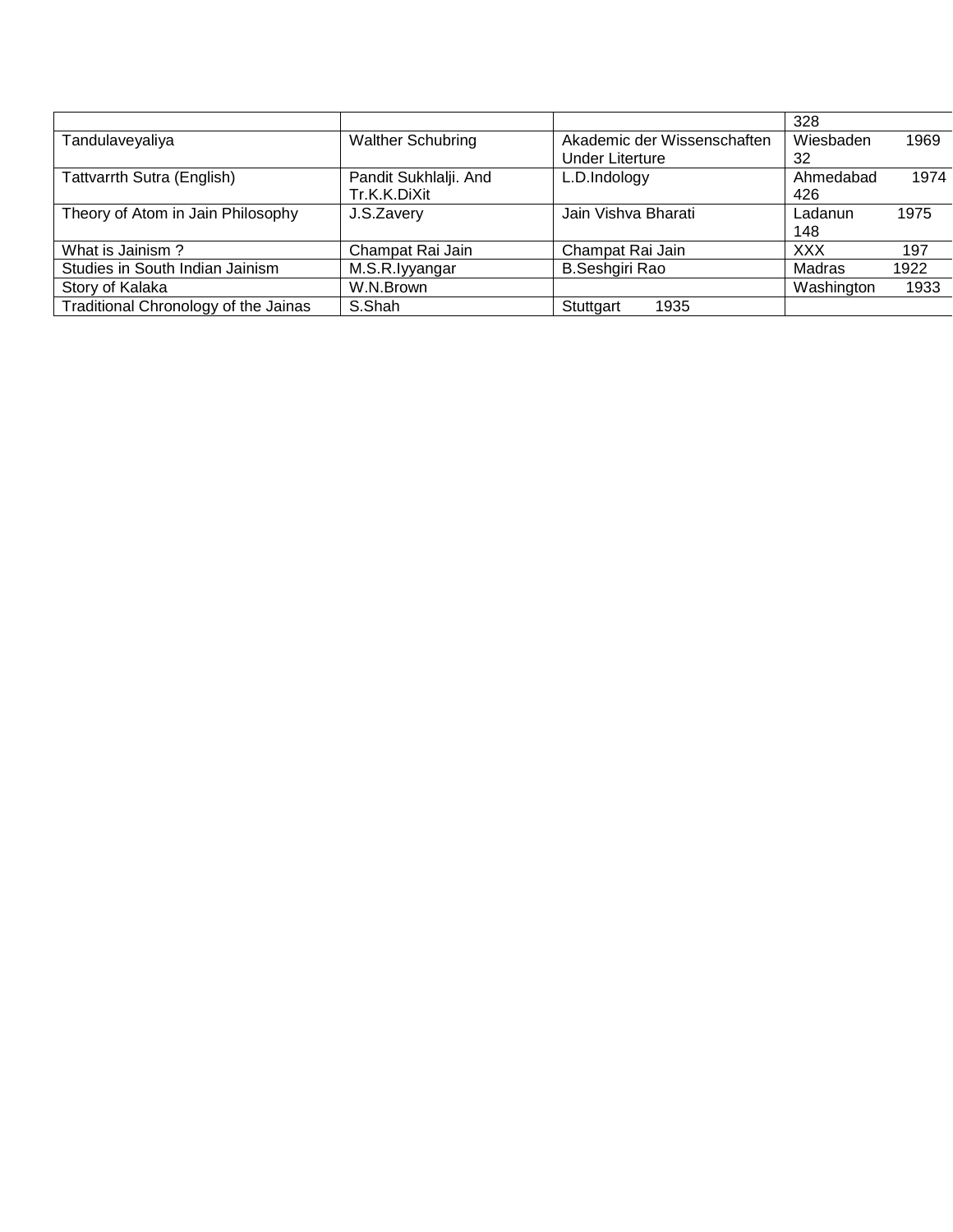| | | | |
|---|---|---|---|
| | | | 328 |
| Tandulaveyaliya | Walther Schubring | Akademic der Wissenschaften Under Literture | Wiesbaden 1969 32 |
| Tattvarrth Sutra (English) | Pandit Sukhlalji. And Tr.K.K.DiXit | L.D.Indology | Ahmedabad 1974 426 |
| Theory of Atom in Jain Philosophy | J.S.Zavery | Jain Vishva Bharati | Ladanun 1975 148 |
| What is Jainism ? | Champat Rai Jain | Champat Rai Jain | XXX 197 |
| Studies in South Indian Jainism | M.S.R.Iyyangar | B.Seshgiri Rao | Madras 1922 |
| Story of Kalaka | W.N.Brown | | Washington 1933 |
| Traditional Chronology of the Jainas | S.Shah | Stuttgart 1935 | |